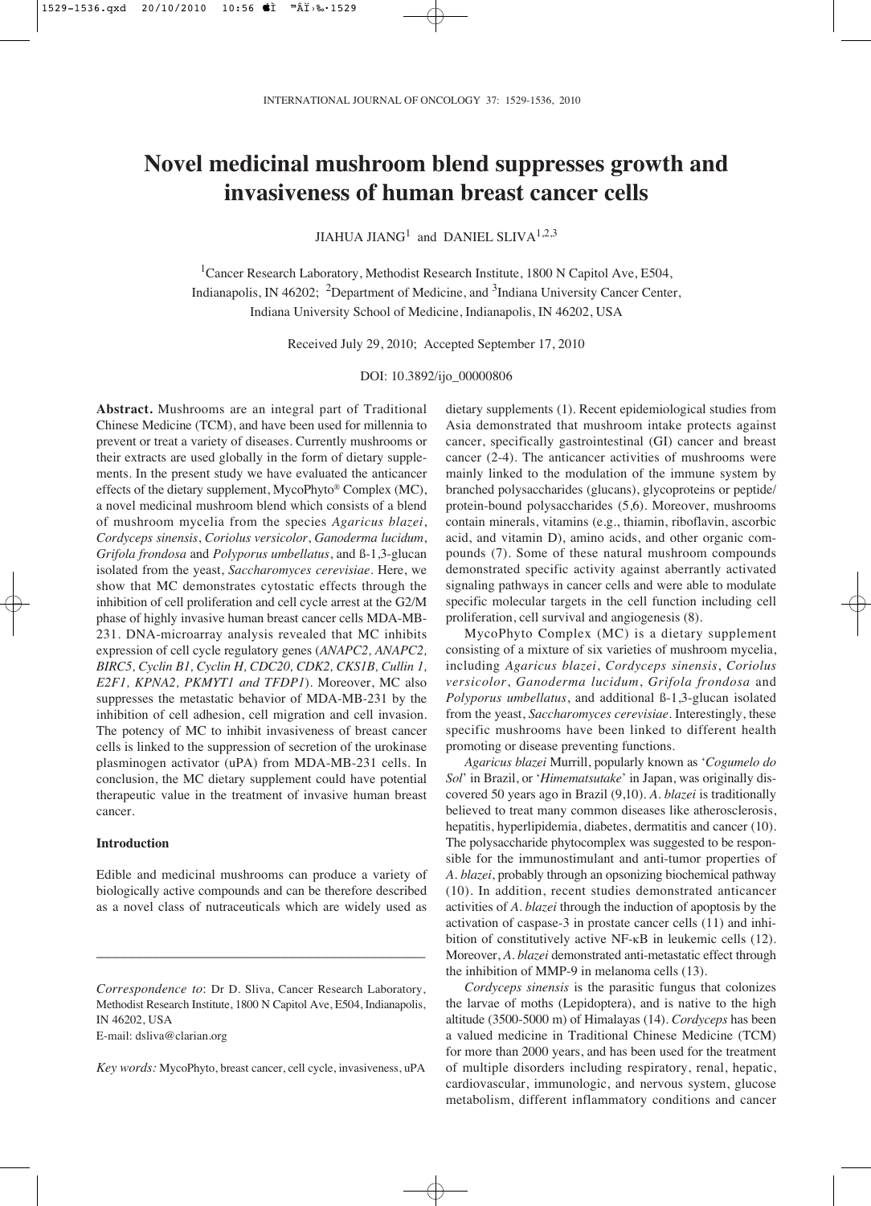# Novel medicinal mushroom blend suppresses growth and invasiveness of human breast cancer cells

JIAHUA JIANG[1] and DANIEL SLIVA[1,2,3]

[1]Cancer Research Laboratory, Methodist Research Institute, 1800 N Capitol Ave, E504, Indianapolis, IN 46202; [2]Department of Medicine, and [3]Indiana University Cancer Center, Indiana University School of Medicine, Indianapolis, IN 46202, USA

Received July 29, 2010; Accepted September 17, 2010

DOI: 10.3892/ijo_00000806

**Abstract.** Mushrooms are an integral part of Traditional Chinese Medicine (TCM), and have been used for millennia to prevent or treat a variety of diseases. Currently mushrooms or their extracts are used globally in the form of dietary supplements. In the present study we have evaluated the anticancer effects of the dietary supplement, MycoPhyto® Complex (MC), a novel medicinal mushroom blend which consists of a blend of mushroom mycelia from the species *Agaricus blazei*, *Cordyceps sinensis*, *Coriolus versicolor*, *Ganoderma lucidum*, *Grifola frondosa* and *Polyporus umbellatus*, and ß-1,3-glucan isolated from the yeast, *Saccharomyces cerevisiae*. Here, we show that MC demonstrates cytostatic effects through the inhibition of cell proliferation and cell cycle arrest at the G2/M phase of highly invasive human breast cancer cells MDA-MB-231. DNA-microarray analysis revealed that MC inhibits expression of cell cycle regulatory genes (*ANAPC2, ANAPC2, BIRC5, Cyclin B1, Cyclin H, CDC20, CDK2, CKS1B, Cullin 1, E2F1, KPNA2, PKMYT1 and TFDP1*). Moreover, MC also suppresses the metastatic behavior of MDA-MB-231 by the inhibition of cell adhesion, cell migration and cell invasion. The potency of MC to inhibit invasiveness of breast cancer cells is linked to the suppression of secretion of the urokinase plasminogen activator (uPA) from MDA-MB-231 cells. In conclusion, the MC dietary supplement could have potential therapeutic value in the treatment of invasive human breast cancer.

## Introduction

Edible and medicinal mushrooms can produce a variety of biologically active compounds and can be therefore described as a novel class of nutraceuticals which are widely used as dietary supplements (1). Recent epidemiological studies from Asia demonstrated that mushroom intake protects against cancer, specifically gastrointestinal (GI) cancer and breast cancer (2-4). The anticancer activities of mushrooms were mainly linked to the modulation of the immune system by branched polysaccharides (glucans), glycoproteins or peptide/protein-bound polysaccharides (5,6). Moreover, mushrooms contain minerals, vitamins (e.g., thiamin, riboflavin, ascorbic acid, and vitamin D), amino acids, and other organic compounds (7). Some of these natural mushroom compounds demonstrated specific activity against aberrantly activated signaling pathways in cancer cells and were able to modulate specific molecular targets in the cell function including cell proliferation, cell survival and angiogenesis (8).

MycoPhyto Complex (MC) is a dietary supplement consisting of a mixture of six varieties of mushroom mycelia, including *Agaricus blazei*, *Cordyceps sinensis*, *Coriolus versicolor*, *Ganoderma lucidum*, *Grifola frondosa* and *Polyporus umbellatus*, and additional ß-1,3-glucan isolated from the yeast, *Saccharomyces cerevisiae*. Interestingly, these specific mushrooms have been linked to different health promoting or disease preventing functions.

*Agaricus blazei* Murrill, popularly known as '*Cogumelo do Sol*' in Brazil, or '*Himematsutake*' in Japan, was originally discovered 50 years ago in Brazil (9,10). *A. blazei* is traditionally believed to treat many common diseases like atherosclerosis, hepatitis, hyperlipidemia, diabetes, dermatitis and cancer (10). The polysaccharide phytocomplex was suggested to be responsible for the immunostimulant and anti-tumor properties of *A. blazei*, probably through an opsonizing biochemical pathway (10). In addition, recent studies demonstrated anticancer activities of *A. blazei* through the induction of apoptosis by the activation of caspase-3 in prostate cancer cells (11) and inhibition of constitutively active NF-κB in leukemic cells (12). Moreover, *A. blazei* demonstrated anti-metastatic effect through the inhibition of MMP-9 in melanoma cells (13).

*Cordyceps sinensis* is the parasitic fungus that colonizes the larvae of moths (Lepidoptera), and is native to the high altitude (3500-5000 m) of Himalayas (14). *Cordyceps* has been a valued medicine in Traditional Chinese Medicine (TCM) for more than 2000 years, and has been used for the treatment of multiple disorders including respiratory, renal, hepatic, cardiovascular, immunologic, and nervous system, glucose metabolism, different inflammatory conditions and cancer

---

*Correspondence to*: Dr D. Sliva, Cancer Research Laboratory, Methodist Research Institute, 1800 N Capitol Ave, E504, Indianapolis, IN 46202, USA
E-mail: dsliva@clarian.org

*Key words:* MycoPhyto, breast cancer, cell cycle, invasiveness, uPA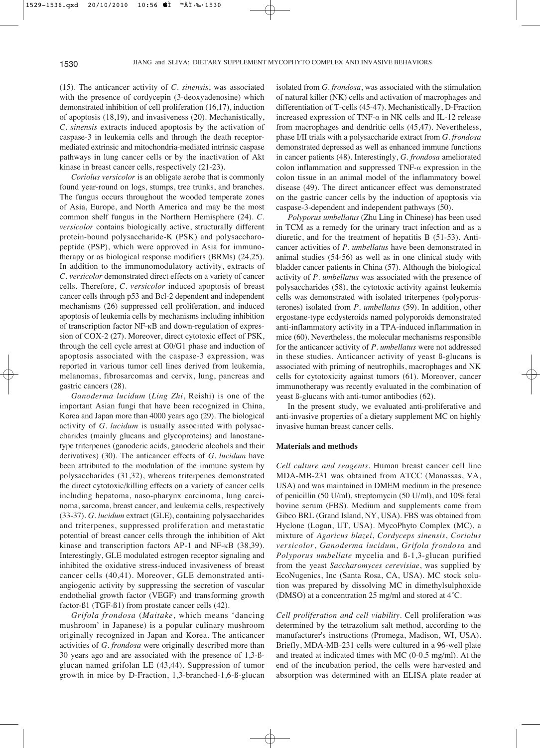(15). The anticancer activity of *C. sinensis*, was associated with the presence of cordycepin (3-deoxyadenosine) which demonstrated inhibition of cell proliferation (16,17), induction of apoptosis (18,19), and invasiveness (20). Mechanistically, *C. sinensis* extracts induced apoptosis by the activation of caspase-3 in leukemia cells and through the death receptor-mediated extrinsic and mitochondria-mediated intrinsic caspase pathways in lung cancer cells or by the inactivation of Akt kinase in breast cancer cells, respectively (21-23).

*Coriolus versicolor* is an obligate aerobe that is commonly found year-round on logs, stumps, tree trunks, and branches. The fungus occurs throughout the wooded temperate zones of Asia, Europe, and North America and may be the most common shelf fungus in the Northern Hemisphere (24). *C. versicolor* contains biologically active, structurally different protein-bound polysaccharide-K (PSK) and polysaccharopeptide (PSP), which were approved in Asia for immunotherapy or as biological response modifiers (BRMs) (24,25). In addition to the immunomodulatory activity, extracts of *C. versicolor* demonstrated direct effects on a variety of cancer cells. Therefore, *C. versicolor* induced apoptosis of breast cancer cells through p53 and Bcl-2 dependent and independent mechanisms (26) suppressed cell proliferation, and induced apoptosis of leukemia cells by mechanisms including inhibition of transcription factor NF-κB and down-regulation of expression of COX-2 (27). Moreover, direct cytotoxic effect of PSK, through the cell cycle arrest at G0/G1 phase and induction of apoptosis associated with the caspase-3 expression, was reported in various tumor cell lines derived from leukemia, melanomas, fibrosarcomas and cervix, lung, pancreas and gastric cancers (28).

*Ganoderma lucidum* (*Ling Zhi*, Reishi) is one of the important Asian fungi that have been recognized in China, Korea and Japan more than 4000 years ago (29). The biological activity of *G. lucidum* is usually associated with polysaccharides (mainly glucans and glycoproteins) and lanostane-type triterpenes (ganoderic acids, ganoderic alcohols and their derivatives) (30). The anticancer effects of *G. lucidum* have been attributed to the modulation of the immune system by polysaccharides (31,32), whereas triterpenes demonstrated the direct cytotoxic/killing effects on a variety of cancer cells including hepatoma, naso-pharynx carcinoma, lung carcinoma, sarcoma, breast cancer, and leukemia cells, respectively (33-37). *G. lucidum* extract (GLE), containing polysaccharides and triterpenes, suppressed proliferation and metastatic potential of breast cancer cells through the inhibition of Akt kinase and transcription factors AP-1 and NF-κB (38,39). Interestingly, GLE modulated estrogen receptor signaling and inhibited the oxidative stress-induced invasiveness of breast cancer cells (40,41). Moreover, GLE demonstrated anti-angiogenic activity by suppressing the secretion of vascular endothelial growth factor (VEGF) and transforming growth factor-ß1 (TGF-ß1) from prostate cancer cells (42).

*Grifola frondosa* (*Maitake*, which means 'dancing mushroom' in Japanese) is a popular culinary mushroom originally recognized in Japan and Korea. The anticancer activities of *G. frondosa* were originally described more than 30 years ago and are associated with the presence of 1,3-ß-glucan named grifolan LE (43,44). Suppression of tumor growth in mice by D-Fraction, 1,3-branched-1,6-ß-glucan isolated from *G. frondosa*, was associated with the stimulation of natural killer (NK) cells and activation of macrophages and differentiation of T-cells (45-47). Mechanistically, D-Fraction increased expression of TNF-α in NK cells and IL-12 release from macrophages and dendritic cells (45,47). Nevertheless, phase I/II trials with a polysaccharide extract from *G. frondosa* demonstrated depressed as well as enhanced immune functions in cancer patients (48). Interestingly, *G. frondosa* ameliorated colon inflammation and suppressed TNF-α expression in the colon tissue in an animal model of the inflammatory bowel disease (49). The direct anticancer effect was demonstrated on the gastric cancer cells by the induction of apoptosis via caspase-3-dependent and independent pathways (50).

*Polyporus umbellatus* (Zhu Ling in Chinese) has been used in TCM as a remedy for the urinary tract infection and as a diuretic, and for the treatment of hepatitis B (51-53). Anticancer activities of *P. umbellatus* have been demonstrated in animal studies (54-56) as well as in one clinical study with bladder cancer patients in China (57). Although the biological activity of *P. umbellatus* was associated with the presence of polysaccharides (58), the cytotoxic activity against leukemia cells was demonstrated with isolated triterpenes (polyporusterones) isolated from *P. umbellatus* (59). In addition, other ergostane-type ecdysteroids named polyporoids demonstrated anti-inflammatory activity in a TPA-induced inflammation in mice (60). Nevertheless, the molecular mechanisms responsible for the anticancer activity of *P. umbellatus* were not addressed in these studies. Anticancer activity of yeast ß-glucans is associated with priming of neutrophils, macrophages and NK cells for cytotoxicity against tumors (61). Moreover, cancer immunotherapy was recently evaluated in the combination of yeast ß-glucans with anti-tumor antibodies (62).

In the present study, we evaluated anti-proliferative and anti-invasive properties of a dietary supplement MC on highly invasive human breast cancer cells.

## Materials and methods

*Cell culture and reagents.* Human breast cancer cell line MDA-MB-231 was obtained from ATCC (Manassas, VA, USA) and was maintained in DMEM medium in the presence of penicillin (50 U/ml), streptomycin (50 U/ml), and 10% fetal bovine serum (FBS). Medium and supplements came from Gibco BRL (Grand Island, NY, USA). FBS was obtained from Hyclone (Logan, UT, USA). MycoPhyto Complex (MC), a mixture of *Agaricus blazei*, *Cordyceps sinensis*, *Coriolus versicolor*, *Ganoderma lucidum*, *Grifola frondosa* and *Polyporus umbellate* mycelia and ß-1,3-glucan purified from the yeast *Saccharomyces cerevisiae*, was supplied by EcoNugenics, Inc (Santa Rosa, CA, USA). MC stock solution was prepared by dissolving MC in dimethylsulphoxide (DMSO) at a concentration 25 mg/ml and stored at 4˚C.

*Cell proliferation and cell viability.* Cell proliferation was determined by the tetrazolium salt method, according to the manufacturer's instructions (Promega, Madison, WI, USA). Briefly, MDA-MB-231 cells were cultured in a 96-well plate and treated at indicated times with MC (0-0.5 mg/ml). At the end of the incubation period, the cells were harvested and absorption was determined with an ELISA plate reader at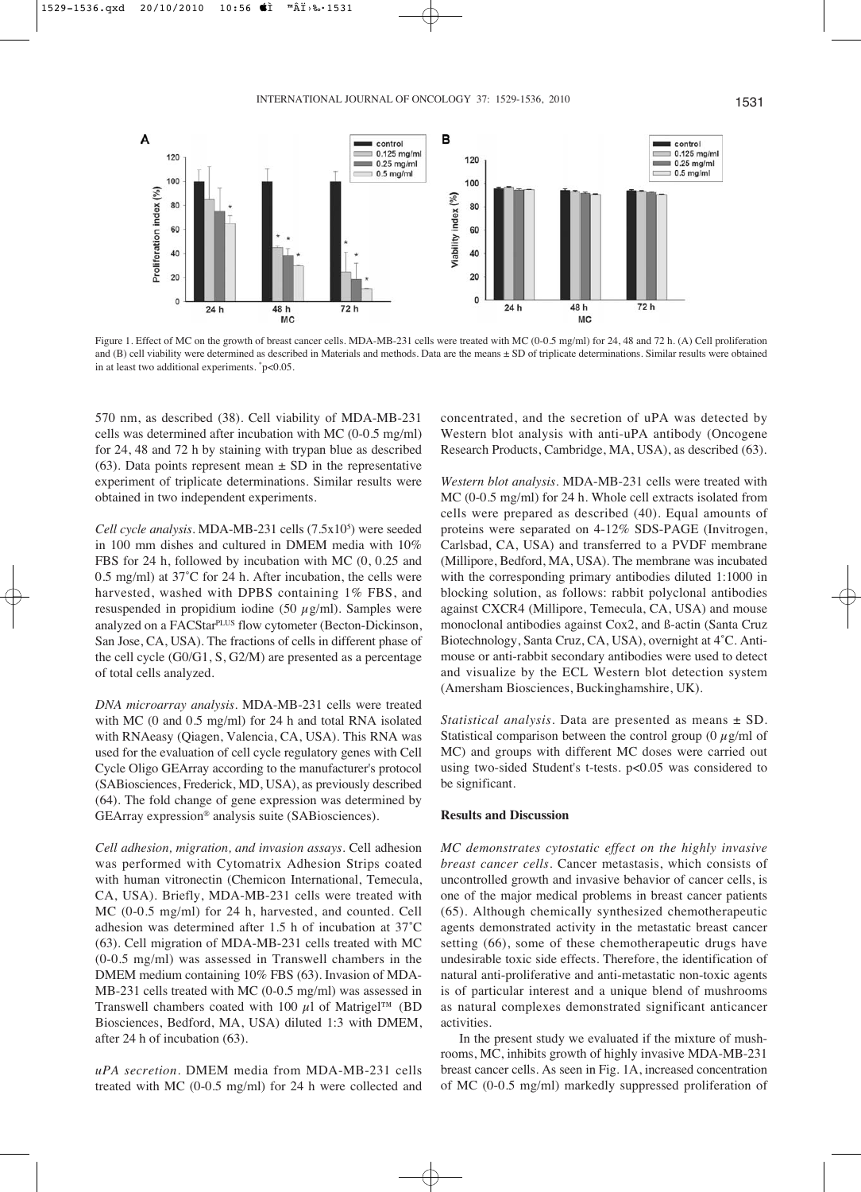Figure 1. Effect of MC on the growth of breast cancer cells. MDA-MB-231 cells were treated with MC (0-0.5 mg/ml) for 24, 48 and 72 h. (A) Cell proliferation and (B) cell viability were determined as described in Materials and methods. Data are the means ± SD of triplicate determinations. Similar results were obtained in at least two additional experiments. *p<0.05.

570 nm, as described (38). Cell viability of MDA-MB-231 cells was determined after incubation with MC (0-0.5 mg/ml) for 24, 48 and 72 h by staining with trypan blue as described (63). Data points represent mean ± SD in the representative experiment of triplicate determinations. Similar results were obtained in two independent experiments.

*Cell cycle analysis.* MDA-MB-231 cells ($7.5 \times 10^5$) were seeded in 100 mm dishes and cultured in DMEM media with 10% FBS for 24 h, followed by incubation with MC (0, 0.25 and 0.5 mg/ml) at 37˚C for 24 h. After incubation, the cells were harvested, washed with DPBS containing 1% FBS, and resuspended in propidium iodine (50 $\mu$g/ml). Samples were analyzed on a FACStar[PLUS] flow cytometer (Becton-Dickinson, San Jose, CA, USA). The fractions of cells in different phase of the cell cycle (G0/G1, S, G2/M) are presented as a percentage of total cells analyzed.

*DNA microarray analysis.* MDA-MB-231 cells were treated with MC (0 and 0.5 mg/ml) for 24 h and total RNA isolated with RNAeasy (Qiagen, Valencia, CA, USA). This RNA was used for the evaluation of cell cycle regulatory genes with Cell Cycle Oligo GEArray according to the manufacturer's protocol (SABiosciences, Frederick, MD, USA), as previously described (64). The fold change of gene expression was determined by GEArray expression® analysis suite (SABiosciences).

*Cell adhesion, migration, and invasion assays.* Cell adhesion was performed with Cytomatrix Adhesion Strips coated with human vitronectin (Chemicon International, Temecula, CA, USA). Briefly, MDA-MB-231 cells were treated with MC (0-0.5 mg/ml) for 24 h, harvested, and counted. Cell adhesion was determined after 1.5 h of incubation at 37˚C (63). Cell migration of MDA-MB-231 cells treated with MC (0-0.5 mg/ml) was assessed in Transwell chambers in the DMEM medium containing 10% FBS (63). Invasion of MDA-MB-231 cells treated with MC (0-0.5 mg/ml) was assessed in Transwell chambers coated with 100 $\mu$l of Matrigel™ (BD Biosciences, Bedford, MA, USA) diluted 1:3 with DMEM, after 24 h of incubation (63).

*uPA secretion.* DMEM media from MDA-MB-231 cells treated with MC (0-0.5 mg/ml) for 24 h were collected and concentrated, and the secretion of uPA was detected by Western blot analysis with anti-uPA antibody (Oncogene Research Products, Cambridge, MA, USA), as described (63).

*Western blot analysis.* MDA-MB-231 cells were treated with MC (0-0.5 mg/ml) for 24 h. Whole cell extracts isolated from cells were prepared as described (40). Equal amounts of proteins were separated on 4-12% SDS-PAGE (Invitrogen, Carlsbad, CA, USA) and transferred to a PVDF membrane (Millipore, Bedford, MA, USA). The membrane was incubated with the corresponding primary antibodies diluted 1:1000 in blocking solution, as follows: rabbit polyclonal antibodies against CXCR4 (Millipore, Temecula, CA, USA) and mouse monoclonal antibodies against Cox2, and ß-actin (Santa Cruz Biotechnology, Santa Cruz, CA, USA), overnight at 4˚C. Anti-mouse or anti-rabbit secondary antibodies were used to detect and visualize by the ECL Western blot detection system (Amersham Biosciences, Buckinghamshire, UK).

*Statistical analysis.* Data are presented as means ± SD. Statistical comparison between the control group (0 $\mu$g/ml of MC) and groups with different MC doses were carried out using two-sided Student's t-tests. $p<0.05$ was considered to be significant.

## Results and Discussion

*MC demonstrates cytostatic effect on the highly invasive breast cancer cells.* Cancer metastasis, which consists of uncontrolled growth and invasive behavior of cancer cells, is one of the major medical problems in breast cancer patients (65). Although chemically synthesized chemotherapeutic agents demonstrated activity in the metastatic breast cancer setting (66), some of these chemotherapeutic drugs have undesirable toxic side effects. Therefore, the identification of natural anti-proliferative and anti-metastatic non-toxic agents is of particular interest and a unique blend of mushrooms as natural complexes demonstrated significant anticancer activities.

In the present study we evaluated if the mixture of mushrooms, MC, inhibits growth of highly invasive MDA-MB-231 breast cancer cells. As seen in Fig. 1A, increased concentration of MC (0-0.5 mg/ml) markedly suppressed proliferation of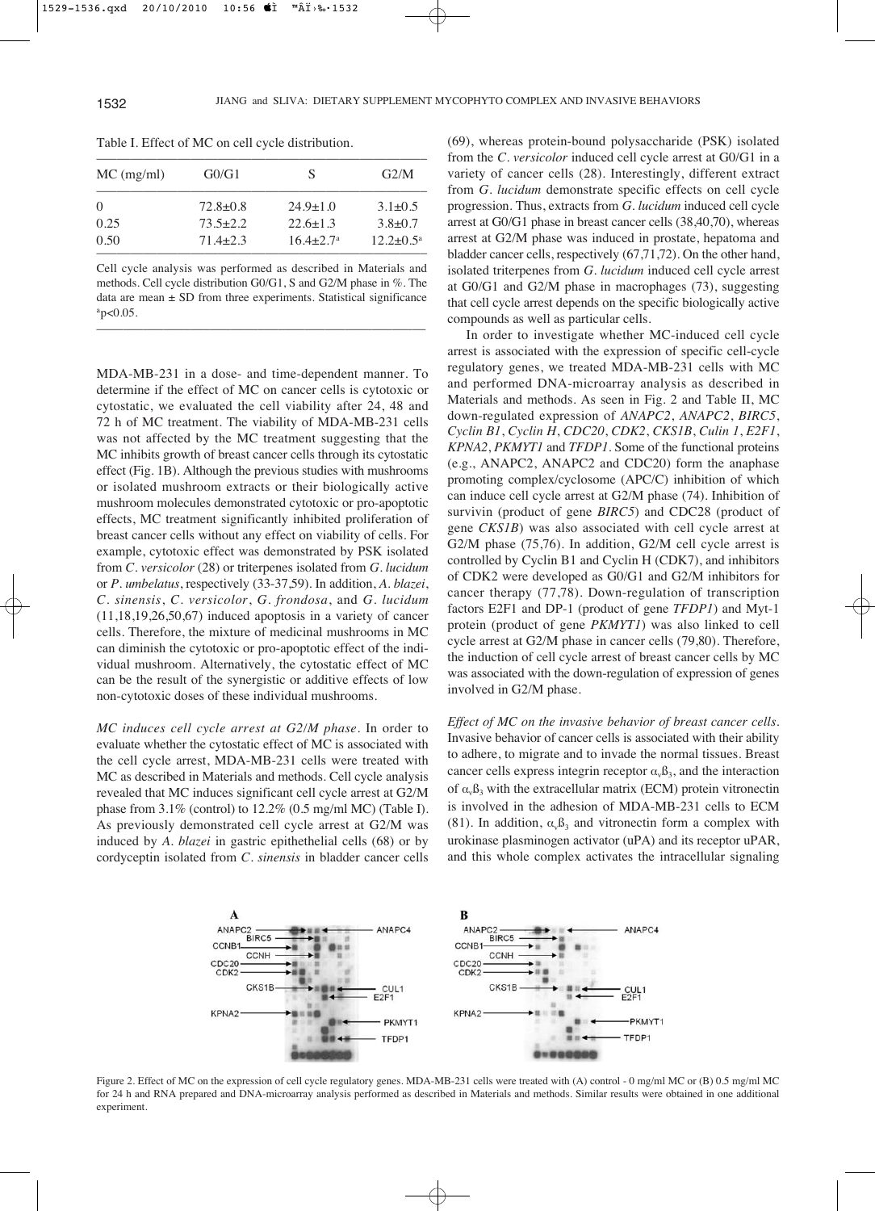Table I. Effect of MC on cell cycle distribution.

| MC (mg/ml) | G0/G1 | S | G2/M |
|---|---|---|---|
| 0 | 72.8±0.8 | 24.9±1.0 | 3.1±0.5 |
| 0.25 | 73.5±2.2 | 22.6±1.3 | 3.8±0.7 |
| 0.50 | 71.4±2.3 | 16.4±2.7[a] | 12.2±0.5[a] |

Cell cycle analysis was performed as described in Materials and methods. Cell cycle distribution G0/G1, S and G2/M phase in %. The data are mean ± SD from three experiments. Statistical significance [a]$p<0.05$.

MDA-MB-231 in a dose- and time-dependent manner. To determine if the effect of MC on cancer cells is cytotoxic or cytostatic, we evaluated the cell viability after 24, 48 and 72 h of MC treatment. The viability of MDA-MB-231 cells was not affected by the MC treatment suggesting that the MC inhibits growth of breast cancer cells through its cytostatic effect (Fig. 1B). Although the previous studies with mushrooms or isolated mushroom extracts or their biologically active mushroom molecules demonstrated cytotoxic or pro-apoptotic effects, MC treatment significantly inhibited proliferation of breast cancer cells without any effect on viability of cells. For example, cytotoxic effect was demonstrated by PSK isolated from *C. versicolor* (28) or triterpenes isolated from *G. lucidum* or *P. umbelatus*, respectively (33-37,59). In addition, *A. blazei*, *C. sinensis*, *C. versicolor*, *G. frondosa*, and *G. lucidum* (11,18,19,26,50,67) induced apoptosis in a variety of cancer cells. Therefore, the mixture of medicinal mushrooms in MC can diminish the cytotoxic or pro-apoptotic effect of the individual mushroom. Alternatively, the cytostatic effect of MC can be the result of the synergistic or additive effects of low non-cytotoxic doses of these individual mushrooms.

*MC induces cell cycle arrest at G2/M phase.* In order to evaluate whether the cytostatic effect of MC is associated with the cell cycle arrest, MDA-MB-231 cells were treated with MC as described in Materials and methods. Cell cycle analysis revealed that MC induces significant cell cycle arrest at G2/M phase from 3.1% (control) to 12.2% (0.5 mg/ml MC) (Table I). As previously demonstrated cell cycle arrest at G2/M was induced by *A. blazei* in gastric epithethelial cells (68) or by cordyceptin isolated from *C. sinensis* in bladder cancer cells (69), whereas protein-bound polysaccharide (PSK) isolated from the *C. versicolor* induced cell cycle arrest at G0/G1 in a variety of cancer cells (28). Interestingly, different extract from *G. lucidum* demonstrate specific effects on cell cycle progression. Thus, extracts from *G. lucidum* induced cell cycle arrest at G0/G1 phase in breast cancer cells (38,40,70), whereas arrest at G2/M phase was induced in prostate, hepatoma and bladder cancer cells, respectively (67,71,72). On the other hand, isolated triterpenes from *G. lucidum* induced cell cycle arrest at G0/G1 and G2/M phase in macrophages (73), suggesting that cell cycle arrest depends on the specific biologically active compounds as well as particular cells.

In order to investigate whether MC-induced cell cycle arrest is associated with the expression of specific cell-cycle regulatory genes, we treated MDA-MB-231 cells with MC and performed DNA-microarray analysis as described in Materials and methods. As seen in Fig. 2 and Table II, MC down-regulated expression of *ANAPC2*, *ANAPC2*, *BIRC5*, *Cyclin B1*, *Cyclin H*, *CDC20*, *CDK2*, *CKS1B*, *Culin 1*, *E2F1*, *KPNA2*, *PKMYT1* and *TFDP1*. Some of the functional proteins (e.g., ANAPC2, ANAPC2 and CDC20) form the anaphase promoting complex/cyclosome (APC/C) inhibition of which can induce cell cycle arrest at G2/M phase (74). Inhibition of survivin (product of gene *BIRC5*) and CDC28 (product of gene *CKS1B*) was also associated with cell cycle arrest at G2/M phase (75,76). In addition, G2/M cell cycle arrest is controlled by Cyclin B1 and Cyclin H (CDK7), and inhibitors of CDK2 were developed as G0/G1 and G2/M inhibitors for cancer therapy (77,78). Down-regulation of transcription factors E2F1 and DP-1 (product of gene *TFDP1*) and Myt-1 protein (product of gene *PKMYT1*) was also linked to cell cycle arrest at G2/M phase in cancer cells (79,80). Therefore, the induction of cell cycle arrest of breast cancer cells by MC was associated with the down-regulation of expression of genes involved in G2/M phase.

*Effect of MC on the invasive behavior of breast cancer cells.* Invasive behavior of cancer cells is associated with their ability to adhere, to migrate and to invade the normal tissues. Breast cancer cells express integrin receptor $\alpha_v\beta_3$, and the interaction of $\alpha_v\beta_3$ with the extracellular matrix (ECM) protein vitronectin is involved in the adhesion of MDA-MB-231 cells to ECM (81). In addition, $\alpha_v\beta_3$ and vitronectin form a complex with urokinase plasminogen activator (uPA) and its receptor uPAR, and this whole complex activates the intracellular signaling

Figure 2. Effect of MC on the expression of cell cycle regulatory genes. MDA-MB-231 cells were treated with (A) control - 0 mg/ml MC or (B) 0.5 mg/ml MC for 24 h and RNA prepared and DNA-microarray analysis performed as described in Materials and methods. Similar results were obtained in one additional experiment.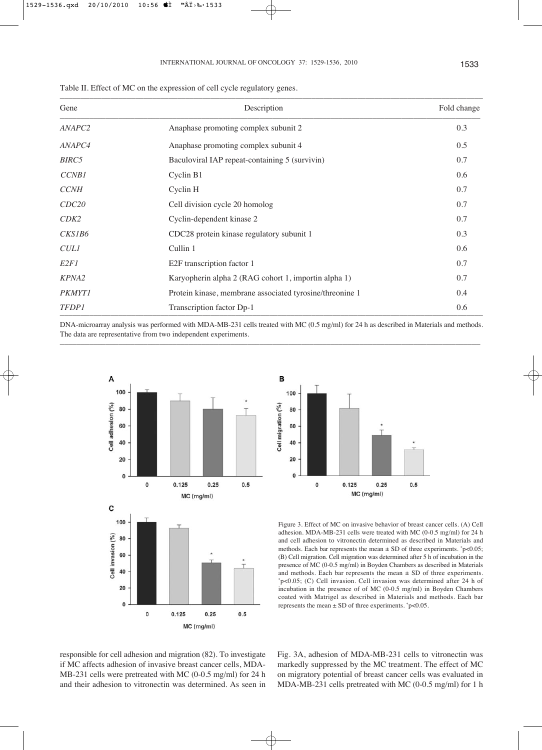Table II. Effect of MC on the expression of cell cycle regulatory genes.

| Gene | Description | Fold change |
|---|---|---|
| *ANAPC2* | Anaphase promoting complex subunit 2 | 0.3 |
| *ANAPC4* | Anaphase promoting complex subunit 4 | 0.5 |
| *BIRC5* | Baculoviral IAP repeat-containing 5 (survivin) | 0.7 |
| *CCNB1* | Cyclin B1 | 0.6 |
| *CCNH* | Cyclin H | 0.7 |
| *CDC20* | Cell division cycle 20 homolog | 0.7 |
| *CDK2* | Cyclin-dependent kinase 2 | 0.7 |
| *CKS1B6* | CDC28 protein kinase regulatory subunit 1 | 0.3 |
| *CUL1* | Cullin 1 | 0.6 |
| *E2F1* | E2F transcription factor 1 | 0.7 |
| *KPNA2* | Karyopherin alpha 2 (RAG cohort 1, importin alpha 1) | 0.7 |
| *PKMYT1* | Protein kinase, membrane associated tyrosine/threonine 1 | 0.4 |
| *TFDP1* | Transcription factor Dp-1 | 0.6 |

DNA-microarray analysis was performed with MDA-MB-231 cells treated with MC (0.5 mg/ml) for 24 h as described in Materials and methods. The data are representative from two independent experiments.

Figure 3. Effect of MC on invasive behavior of breast cancer cells. (A) Cell adhesion. MDA-MB-231 cells were treated with MC (0-0.5 mg/ml) for 24 h and cell adhesion to vitronectin determined as described in Materials and methods. Each bar represents the mean ± SD of three experiments. *p<0.05; (B) Cell migration. Cell migration was determined after 5 h of incubation in the presence of MC (0-0.5 mg/ml) in Boyden Chambers as described in Materials and methods. Each bar represents the mean ± SD of three experiments. *p<0.05; (C) Cell invasion. Cell invasion was determined after 24 h of incubation in the presence of of MC (0-0.5 mg/ml) in Boyden Chambers coated with Matrigel as described in Materials and methods. Each bar represents the mean ± SD of three experiments. *p<0.05.

responsible for cell adhesion and migration (82). To investigate if MC affects adhesion of invasive breast cancer cells, MDA-MB-231 cells were pretreated with MC (0-0.5 mg/ml) for 24 h and their adhesion to vitronectin was determined. As seen in Fig. 3A, adhesion of MDA-MB-231 cells to vitronectin was markedly suppressed by the MC treatment. The effect of MC on migratory potential of breast cancer cells was evaluated in MDA-MB-231 cells pretreated with MC (0-0.5 mg/ml) for 1 h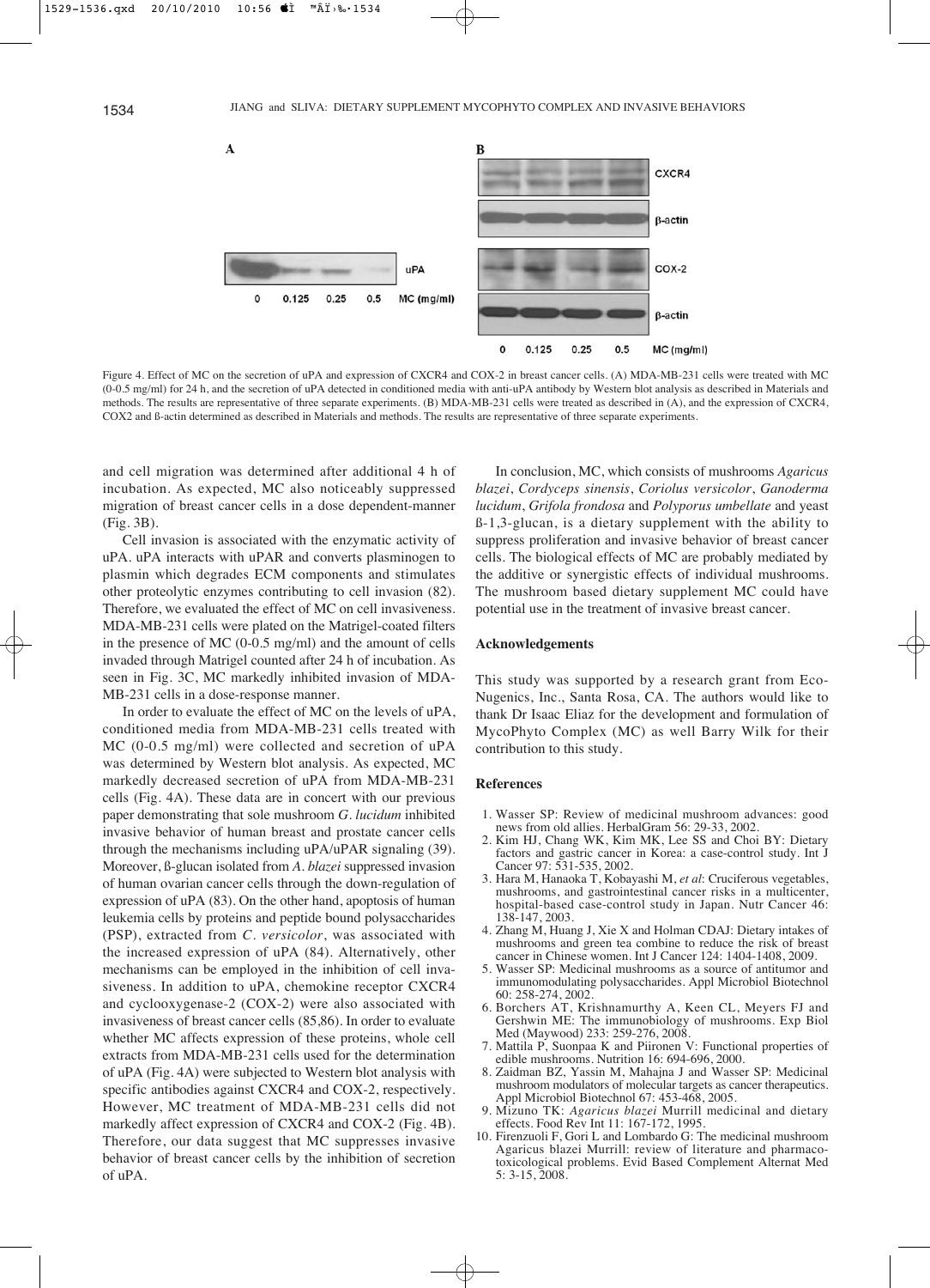Figure 4. Effect of MC on the secretion of uPA and expression of CXCR4 and COX-2 in breast cancer cells. (A) MDA-MB-231 cells were treated with MC (0-0.5 mg/ml) for 24 h, and the secretion of uPA detected in conditioned media with anti-uPA antibody by Western blot analysis as described in Materials and methods. The results are representative of three separate experiments. (B) MDA-MB-231 cells were treated as described in (A), and the expression of CXCR4, COX2 and ß-actin determined as described in Materials and methods. The results are representative of three separate experiments.

and cell migration was determined after additional 4 h of incubation. As expected, MC also noticeably suppressed migration of breast cancer cells in a dose dependent-manner (Fig. 3B).

Cell invasion is associated with the enzymatic activity of uPA. uPA interacts with uPAR and converts plasminogen to plasmin which degrades ECM components and stimulates other proteolytic enzymes contributing to cell invasion (82). Therefore, we evaluated the effect of MC on cell invasiveness. MDA-MB-231 cells were plated on the Matrigel-coated filters in the presence of MC (0-0.5 mg/ml) and the amount of cells invaded through Matrigel counted after 24 h of incubation. As seen in Fig. 3C, MC markedly inhibited invasion of MDA-MB-231 cells in a dose-response manner.

In order to evaluate the effect of MC on the levels of uPA, conditioned media from MDA-MB-231 cells treated with MC (0-0.5 mg/ml) were collected and secretion of uPA was determined by Western blot analysis. As expected, MC markedly decreased secretion of uPA from MDA-MB-231 cells (Fig. 4A). These data are in concert with our previous paper demonstrating that sole mushroom *G. lucidum* inhibited invasive behavior of human breast and prostate cancer cells through the mechanisms including uPA/uPAR signaling (39). Moreover, ß-glucan isolated from *A. blazei* suppressed invasion of human ovarian cancer cells through the down-regulation of expression of uPA (83). On the other hand, apoptosis of human leukemia cells by proteins and peptide bound polysaccharides (PSP), extracted from *C. versicolor*, was associated with the increased expression of uPA (84). Alternatively, other mechanisms can be employed in the inhibition of cell invasiveness. In addition to uPA, chemokine receptor CXCR4 and cyclooxygenase-2 (COX-2) were also associated with invasiveness of breast cancer cells (85,86). In order to evaluate whether MC affects expression of these proteins, whole cell extracts from MDA-MB-231 cells used for the determination of uPA (Fig. 4A) were subjected to Western blot analysis with specific antibodies against CXCR4 and COX-2, respectively. However, MC treatment of MDA-MB-231 cells did not markedly affect expression of CXCR4 and COX-2 (Fig. 4B). Therefore, our data suggest that MC suppresses invasive behavior of breast cancer cells by the inhibition of secretion of uPA.

In conclusion, MC, which consists of mushrooms *Agaricus blazei*, *Cordyceps sinensis*, *Coriolus versicolor*, *Ganoderma lucidum*, *Grifola frondosa* and *Polyporus umbellate* and yeast ß-1,3-glucan, is a dietary supplement with the ability to suppress proliferation and invasive behavior of breast cancer cells. The biological effects of MC are probably mediated by the additive or synergistic effects of individual mushrooms. The mushroom based dietary supplement MC could have potential use in the treatment of invasive breast cancer.

## Acknowledgements

This study was supported by a research grant from Eco-Nugenics, Inc., Santa Rosa, CA. The authors would like to thank Dr Isaac Eliaz for the development and formulation of MycoPhyto Complex (MC) as well Barry Wilk for their contribution to this study.

## References

1. Wasser SP: Review of medicinal mushroom advances: good news from old allies. HerbalGram 56: 29-33, 2002.
2. Kim HJ, Chang WK, Kim MK, Lee SS and Choi BY: Dietary factors and gastric cancer in Korea: a case-control study. Int J Cancer 97: 531-535, 2002.
3. Hara M, Hanaoka T, Kobayashi M, *et al*: Cruciferous vegetables, mushrooms, and gastrointestinal cancer risks in a multicenter, hospital-based case-control study in Japan. Nutr Cancer 46: 138-147, 2003.
4. Zhang M, Huang J, Xie X and Holman CDAJ: Dietary intakes of mushrooms and green tea combine to reduce the risk of breast cancer in Chinese women. Int J Cancer 124: 1404-1408, 2009.
5. Wasser SP: Medicinal mushrooms as a source of antitumor and immunomodulating polysaccharides. Appl Microbiol Biotechnol 60: 258-274, 2002.
6. Borchers AT, Krishnamurthy A, Keen CL, Meyers FJ and Gershwin ME: The immunobiology of mushrooms. Exp Biol Med (Maywood) 233: 259-276, 2008.
7. Mattila P, Suonpaa K and Piironen V: Functional properties of edible mushrooms. Nutrition 16: 694-696, 2000.
8. Zaidman BZ, Yassin M, Mahajna J and Wasser SP: Medicinal mushroom modulators of molecular targets as cancer therapeutics. Appl Microbiol Biotechnol 67: 453-468, 2005.
9. Mizuno TK: *Agaricus blazei* Murrill medicinal and dietary effects. Food Rev Int 11: 167-172, 1995.
10. Firenzuoli F, Gori L and Lombardo G: The medicinal mushroom Agaricus blazei Murrill: review of literature and pharmaco-toxicological problems. Evid Based Complement Alternat Med 5: 3-15, 2008.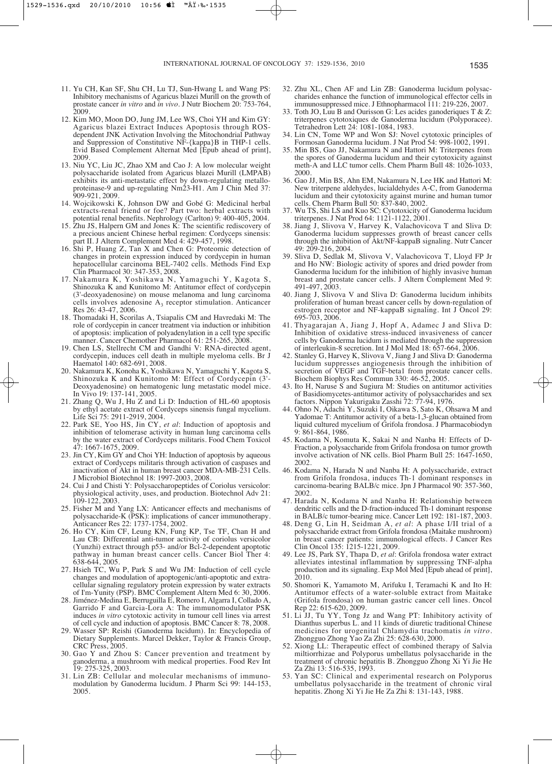11. Yu CH, Kan SF, Shu CH, Lu TJ, Sun-Hwang L and Wang PS: Inhibitory mechanisms of Agaricus blazei Murill on the growth of prostate cancer *in vitro* and *in vivo*. J Nutr Biochem 20: 753-764, 2009.
12. Kim MO, Moon DO, Jung JM, Lee WS, Choi YH and Kim GY: Agaricus blazei Extract Induces Apoptosis through ROS-dependent JNK Activation Involving the Mitochondrial Pathway and Suppression of Constitutive NF-{kappa}B in THP-1 cells. Evid Based Complement Alternat Med [Epub ahead of print], 2009.
13. Niu YC, Liu JC, Zhao XM and Cao J: A low molecular weight polysaccharide isolated from Agaricus blazei Murill (LMPAB) exhibits its anti-metastatic effect by down-regulating metalloproteinase-9 and up-regulating Nm23-H1. Am J Chin Med 37: 909-921, 2009.
14. Wojcikowski K, Johnson DW and Gobé G: Medicinal herbal extracts-renal friend or foe? Part two: herbal extracts with potential renal benefits. Nephrology (Carlton) 9: 400-405, 2004.
15. Zhu JS, Halpern GM and Jones K: The scientific rediscovery of a precious ancient Chinese herbal regimen: Cordyceps sinensis: part II. J Altern Complement Med 4: 429-457, 1998.
16. Shi P, Huang Z, Tan X and Chen G: Proteomic detection of changes in protein expression induced by cordycepin in human hepatocellular carcinoma BEL-7402 cells. Methods Find Exp Clin Pharmacol 30: 347-353, 2008.
17. Nakamura K, Yoshikawa N, Yamaguchi Y, Kagota S, Shinozuka K and Kunitomo M: Antitumor effect of cordycepin (3'-deoxyadenosine) on mouse melanoma and lung carcinoma cells involves adenosine $A_3$ receptor stimulation. Anticancer Res 26: 43-47, 2006.
18. Thomadaki H, Scorilas A, Tsiapalis CM and Havredaki M: The role of cordycepin in cancer treatment via induction or inhibition of apoptosis: implication of polyadenylation in a cell type specific manner. Cancer Chemother Pharmacol 61: 251-265, 2008.
19. Chen LS, Stellrecht CM and Gandhi V: RNA-directed agent, cordycepin, induces cell death in multiple myeloma cells. Br J Haematol 140: 682-691, 2008.
20. Nakamura K, Konoha K, Yoshikawa N, Yamaguchi Y, Kagota S, Shinozuka K and Kunitomo M: Effect of Cordycepin (3'-Deoxyadenosine) on hematogenic lung metastatic model mice. In Vivo 19: 137-141, 2005.
21. Zhang Q, Wu J, Hu Z and Li D: Induction of HL-60 apoptosis by ethyl acetate extract of Cordyceps sinensis fungal mycelium. Life Sci 75: 2911-2919, 2004.
22. Park SE, Yoo HS, Jin CY, *et al*: Induction of apoptosis and inhibition of telomerase activity in human lung carcinoma cells by the water extract of Cordyceps militaris. Food Chem Toxicol 47: 1667-1675, 2009.
23. Jin CY, Kim GY and Choi YH: Induction of apoptosis by aqueous extract of Cordyceps militaris through activation of caspases and inactivation of Akt in human breast cancer MDA-MB-231 Cells. J Microbiol Biotechnol 18: 1997-2003, 2008.
24. Cui J and Chisti Y: Polysaccharopeptides of Coriolus versicolor: physiological activity, uses, and production. Biotechnol Adv 21: 109-122, 2003.
25. Fisher M and Yang LX: Anticancer effects and mechanisms of polysaccharide-K (PSK): implications of cancer immunotherapy. Anticancer Res 22: 1737-1754, 2002.
26. Ho CY, Kim CF, Leung KN, Fung KP, Tse TF, Chan H and Lau CB: Differential anti-tumor activity of coriolus versicolor (Yunzhi) extract through p53- and/or Bcl-2-dependent apoptotic pathway in human breast cancer cells. Cancer Biol Ther 4: 638-644, 2005.
27. Hsieh TC, Wu P, Park S and Wu JM: Induction of cell cycle changes and modulation of apoptogenic/anti-apoptotic and extracellular signaling regulatory protein expression by water extracts of I'm-Yunity (PSP). BMC Complement Altern Med 6: 30, 2006.
28. Jiménez-Medina E, Berruguilla E, Romero I, Algarra I, Collado A, Garrido F and Garcia-Lora A: The immunomodulator PSK induces *in vitro* cytotoxic activity in tumour cell lines via arrest of cell cycle and induction of apoptosis. BMC Cancer 8: 78, 2008.
29. Wasser SP: Reishi (Ganoderma lucidum). In: Encyclopedia of Dietary Supplements. Marcel Dekker, Taylor & Francis Group, CRC Press, 2005.
30. Gao Y and Zhou S: Cancer prevention and treatment by ganoderma, a mushroom with medical properties. Food Rev Int 19: 275-325, 2003.
31. Lin ZB: Cellular and molecular mechanisms of immunomodulation by Ganoderma lucidum. J Pharm Sci 99: 144-153, 2005.
32. Zhu XL, Chen AF and Lin ZB: Ganoderma lucidum polysaccharides enhance the function of immunological effector cells in immunosuppressed mice. J Ethnopharmacol 111: 219-226, 2007.
33. Toth JO, Luu B and Ourisson G: Les acides ganoderiques T & Z: triterpenes cytotoxiques de Ganoderma lucidum (Polyporacee). Tetrahedron Lett 24: 1081-1084, 1983.
34. Lin CN, Tome WP and Won SJ: Novel cytotoxic principles of Formosan Ganoderma lucidum. J Nat Prod 54: 998-1002, 1991.
35. Min BS, Gao JJ, Nakamura N and Hattori M: Triterpenes from the spores of Ganoderma lucidum and their cytotoxicity against meth-A and LLC tumor cells. Chem Pharm Bull 48: 1026-1033, 2000.
36. Gao JJ, Min BS, Ahn EM, Nakamura N, Lee HK and Hattori M: New triterpene aldehydes, lucialdehydes A-C, from Ganoderma lucidum and their cytotoxicity against murine and human tumor cells. Chem Pharm Bull 50: 837-840, 2002.
37. Wu TS, Shi LS and Kuo SC: Cytotoxicity of Ganoderma lucidum triterpenes. J Nat Prod 64: 1121-1122, 2001.
38. Jiang J, Slivova V, Harvey K, Valachovicova T and Sliva D: Ganoderma lucidum suppresses growth of breast cancer cells through the inhibition of Akt/NF-kappaB signaling. Nutr Cancer 49: 209-216, 2004.
39. Sliva D, Sedlak M, Slivova V, Valachovicova T, Lloyd FP Jr and Ho NW: Biologic activity of spores and dried powder from Ganoderma lucidum for the inhibition of highly invasive human breast and prostate cancer cells. J Altern Complement Med 9: 491-497, 2003.
40. Jiang J, Slivova V and Sliva D: Ganoderma lucidum inhibits proliferation of human breast cancer cells by down-regulation of estrogen receptor and NF-kappaB signaling. Int J Oncol 29: 695-703, 2006.
41. Thyagarajan A, Jiang J, Hopf A, Adamec J and Sliva D: Inhibition of oxidative stress-induced invasiveness of cancer cells by Ganoderma lucidum is mediated through the suppression of interleukin-8 secretion. Int J Mol Med 18: 657-664, 2006.
42. Stanley G, Harvey K, Slivova V, Jiang J and Sliva D: Ganoderma lucidum suppresses angiogenesis through the inhibition of secretion of VEGF and TGF-beta1 from prostate cancer cells. Biochem Biophys Res Commun 330: 46-52, 2005.
43. Ito H, Naruse S and Sugiura M: Studies on antitumor activities of Basidiomycetes-antitumor activity of polysaccharides and sex factors. Nippon Yakurigaku Zasshi 72: 77-94, 1976.
44. Ohno N, Adachi Y, Suzuki I, Oikawa S, Sato K, Ohsawa M and Yadomae T: Antitumor activity of a beta-1,3-glucan obtained from liquid cultured mycelium of Grifola frondosa. J Pharmacobiodyn 9: 861-864, 1986.
45. Kodama N, Komuta K, Sakai N and Nanba H: Effects of D-Fraction, a polysaccharide from Grifola frondosa on tumor growth involve activation of NK cells. Biol Pharm Bull 25: 1647-1650, 2002.
46. Kodama N, Harada N and Nanba H: A polysaccharide, extract from Grifola frondosa, induces Th-1 dominant responses in carcinoma-bearing BALB/c mice. Jpn J Pharmacol 90: 357-360, 2002.
47. Harada N, Kodama N and Nanba H: Relationship between dendritic cells and the D-fraction-induced Th-1 dominant response in BALB/c tumor-bearing mice. Cancer Lett 192: 181-187, 2003.
48. Deng G, Lin H, Seidman A, *et al*: A phase I/II trial of a polysaccharide extract from Grifola frondosa (Maitake mushroom) in breast cancer patients: immunological effects. J Cancer Res Clin Oncol 135: 1215-1221, 2009.
49. Lee JS, Park SY, Thapa D, *et al*: Grifola frondosa water extract alleviates intestinal inflammation by suppressing TNF-alpha production and its signaling. Exp Mol Med [Epub ahead of print], 2010.
50. Shomori K, Yamamoto M, Arifuku I, Teramachi K and Ito H: Antitumor effects of a water-soluble extract from Maitake (Grifola frondosa) on human gastric cancer cell lines. Oncol Rep 22: 615-620, 2009.
51. Li JJ, Tu YY, Tong Jz and Wang PT: Inhibitory activity of Dianthus superbus L. and 11 kinds of diuretic traditional Chinese medicines for urogenital Chlamydia trachomatis *in vitro*. Zhongguo Zhong Yao Za Zhi 25: 628-630, 2000.
52. Xiong LL: Therapeutic effect of combined therapy of Salvia miltiorrhizae and Polyporus umbellatus polysaccharide in the treatment of chronic hepatitis B. Zhongguo Zhong Xi Yi Jie He Za Zhi 13: 516-535, 1993.
53. Yan SC: Clinical and experimental research on Polyporus umbellatus polysaccharide in the treatment of chronic viral hepatitis. Zhong Xi Yi Jie He Za Zhi 8: 131-143, 1988.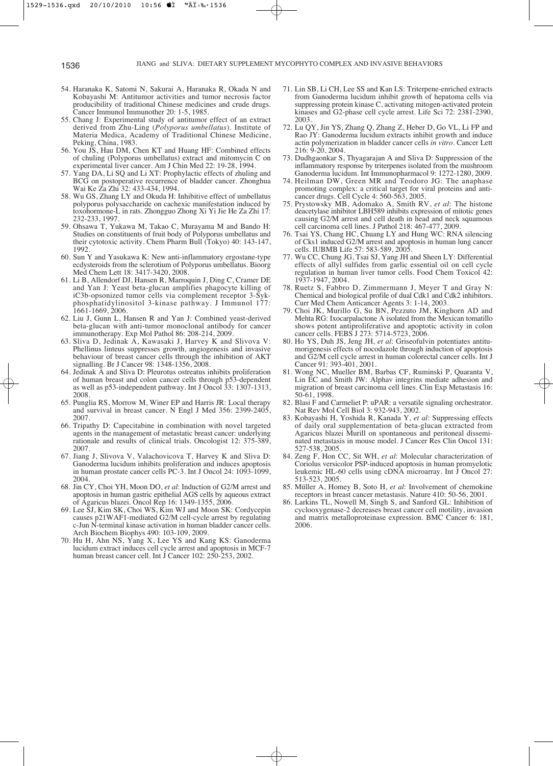54. Haranaka K, Satomi N, Sakurai A, Haranaka R, Okada N and Kobayashi M: Antitumor activities and tumor necrosis factor producibility of traditional Chinese medicines and crude drugs. Cancer Immunol Immunother 20: 1-5, 1985.
55. Chang J: Experimental study of antitumor effect of an extract derived from Zhu-Ling (*Polyporus umbellatus*). Institute of Materia Medica, Academy of Traditional Chinese Medicine, Peking, China, 1983.
56. You JS, Hau DM, Chen KT and Huang HF: Combined effects of chuling (Polyporus umbellatus) extract and mitomycin C on experimental liver cancer. Am J Chin Med 22: 19-28, 1994.
57. Yang DA, Li SQ and Li XT: Prophylactic effects of zhuling and BCG on postoperative recurrence of bladder cancer. Zhonghua Wai Ke Za Zhi 32: 433-434, 1994.
58. Wu GS, Zhang LY and Okuda H: Inhibitive effect of umbellatus polyporus polysaccharide on cachexic manifestation induced by toxohormone-L in rats. Zhongguo Zhong Xi Yi Jie He Za Zhi 17: 232-233, 1997.
59. Ohsawa T, Yukawa M, Takao C, Murayama M and Bando H: Studies on constituents of fruit body of Polyporus umbellatus and their cytotoxic activity. Chem Pharm Bull (Tokyo) 40: 143-147, 1992.
60. Sun Y and Yasukawa K: New anti-inflammatory ergostane-type ecdysteroids from the sclerotium of Polyporus umbellatus. Bioorg Med Chem Lett 18: 3417-3420, 2008.
61. Li B, Allendorf DJ, Hansen R, Marroquin J, Ding C, Cramer DE and Yan J: Yeast beta-glucan amplifies phagocyte killing of iC3b-opsonized tumor cells via complement receptor 3-Syk-phosphatidylinositol 3-kinase pathway. J Immunol 177: 1661-1669, 2006.
62. Liu J, Gunn L, Hansen R and Yan J: Combined yeast-derived beta-glucan with anti-tumor monoclonal antibody for cancer immunotherapy. Exp Mol Pathol 86: 208-214, 2009.
63. Sliva D, Jedinak A, Kawasaki J, Harvey K and Slivova V: Phellinus linteus suppresses growth, angiogenesis and invasive behaviour of breast cancer cells through the inhibition of AKT signalling. Br J Cancer 98: 1348-1356, 2008.
64. Jedinak A and Sliva D: Pleurotus ostreatus inhibits proliferation of human breast and colon cancer cells through p53-dependent as well as p53-independent pathway. Int J Oncol 33: 1307-1313, 2008.
65. Punglia RS, Morrow M, Winer EP and Harris JR: Local therapy and survival in breast cancer. N Engl J Med 356: 2399-2405, 2007.
66. Tripathy D: Capecitabine in combination with novel targeted agents in the management of metastatic breast cancer: underlying rationale and results of clinical trials. Oncologist 12: 375-389, 2007.
67. Jiang J, Slivova V, Valachovicova T, Harvey K and Sliva D: Ganoderma lucidum inhibits proliferation and induces apoptosis in human prostate cancer cells PC-3. Int J Oncol 24: 1093-1099, 2004.
68. Jin CY, Choi YH, Moon DO, *et al*: Induction of G2/M arrest and apoptosis in human gastric epithelial AGS cells by aqueous extract of Agaricus blazei. Oncol Rep 16: 1349-1355, 2006.
69. Lee SJ, Kim SK, Choi WS, Kim WJ and Moon SK: Cordycepin causes p21WAF1-mediated G2/M cell-cycle arrest by regulating c-Jun N-terminal kinase activation in human bladder cancer cells. Arch Biochem Biophys 490: 103-109, 2009.
70. Hu H, Ahn NS, Yang X, Lee YS and Kang KS: Ganoderma lucidum extract induces cell cycle arrest and apoptosis in MCF-7 human breast cancer cell. Int J Cancer 102: 250-253, 2002.
71. Lin SB, Li CH, Lee SS and Kan LS: Triterpene-enriched extracts from Ganoderma lucidum inhibit growth of hepatoma cells via suppressing protein kinase C, activating mitogen-activated protein kinases and G2-phase cell cycle arrest. Life Sci 72: 2381-2390, 2003.
72. Lu QY, Jin YS, Zhang Q, Zhang Z, Heber D, Go VL, Li FP and Rao JY: Ganoderma lucidum extracts inhibit growth and induce actin polymerization in bladder cancer cells *in vitro*. Cancer Lett 216: 9-20, 2004.
73. Dudhgaonkar S, Thyagarajan A and Sliva D: Suppression of the inflammatory response by triterpenes isolated from the mushroom Ganoderma lucidum. Int Immunopharmacol 9: 1272-1280, 2009.
74. Heilman DW, Green MR and Teodoro JG: The anaphase promoting complex: a critical target for viral proteins and anti-cancer drugs. Cell Cycle 4: 560-563, 2005.
75. Prystowsky MB, Adomako A, Smith RV, *et al*: The histone deacetylase inhibitor LBH589 inhibits expression of mitotic genes causing G2/M arrest and cell death in head and neck squamous cell carcinoma cell lines. J Pathol 218: 467-477, 2009.
76. Tsai YS, Chang HC, Chuang LY and Hung WC: RNA silencing of Cks1 induced G2/M arrest and apoptosis in human lung cancer cells. IUBMB Life 57: 583-589, 2005.
77. Wu CC, Chung JG, Tsai SJ, Yang JH and Sheen LY: Differential effects of allyl sulfides from garlic essential oil on cell cycle regulation in human liver tumor cells. Food Chem Toxicol 42: 1937-1947, 2004.
78. Ruetz S, Fabbro D, Zimmermann J, Meyer T and Gray N: Chemical and biological profile of dual Cdk1 and Cdk2 inhibitors. Curr Med Chem Anticancer Agents 3: 1-14, 2003.
79. Choi JK, Murillo G, Su BN, Pezzuto JM, Kinghorn AD and Mehta RG: Ixocarpalactone A isolated from the Mexican tomatillo shows potent antiproliferative and apoptotic activity in colon cancer cells. FEBS J 273: 5714-5723, 2006.
80. Ho YS, Duh JS, Jeng JH, *et al*: Griseofulvin potentiates antitumorigenesis effects of nocodazole through induction of apoptosis and G2/M cell cycle arrest in human colorectal cancer cells. Int J Cancer 91: 393-401, 2001.
81. Wong NC, Mueller BM, Barbas CF, Ruminski P, Quaranta V, Lin EC and Smith JW: Alphav integrins mediate adhesion and migration of breast carcinoma cell lines. Clin Exp Metastasis 16: 50-61, 1998.
82. Blasi F and Carmeliet P: uPAR: a versatile signaling orchestrator. Nat Rev Mol Cell Biol 3: 932-943, 2002.
83. Kobayashi H, Yoshida R, Kanada Y, *et al*: Suppressing effects of daily oral supplementation of beta-glucan extracted from Agaricus blazei Murill on spontaneous and peritoneal disseminated metastasis in mouse model. J Cancer Res Clin Oncol 131: 527-538, 2005.
84. Zeng F, Hon CC, Sit WH, *et al*: Molecular characterization of Coriolus versicolor PSP-induced apoptosis in human promyelotic leukemic HL-60 cells using cDNA microarray. Int J Oncol 27: 513-523, 2005.
85. Müller A, Homey B, Soto H, *et al*: Involvement of chemokine receptors in breast cancer metastasis. Nature 410: 50-56, 2001.
86. Larkins TL, Nowell M, Singh S, and Sanford GL: Inhibition of cyclooxygenase-2 decreases breast cancer cell motility, invasion and matrix metalloproteinase expression. BMC Cancer 6: 181, 2006.